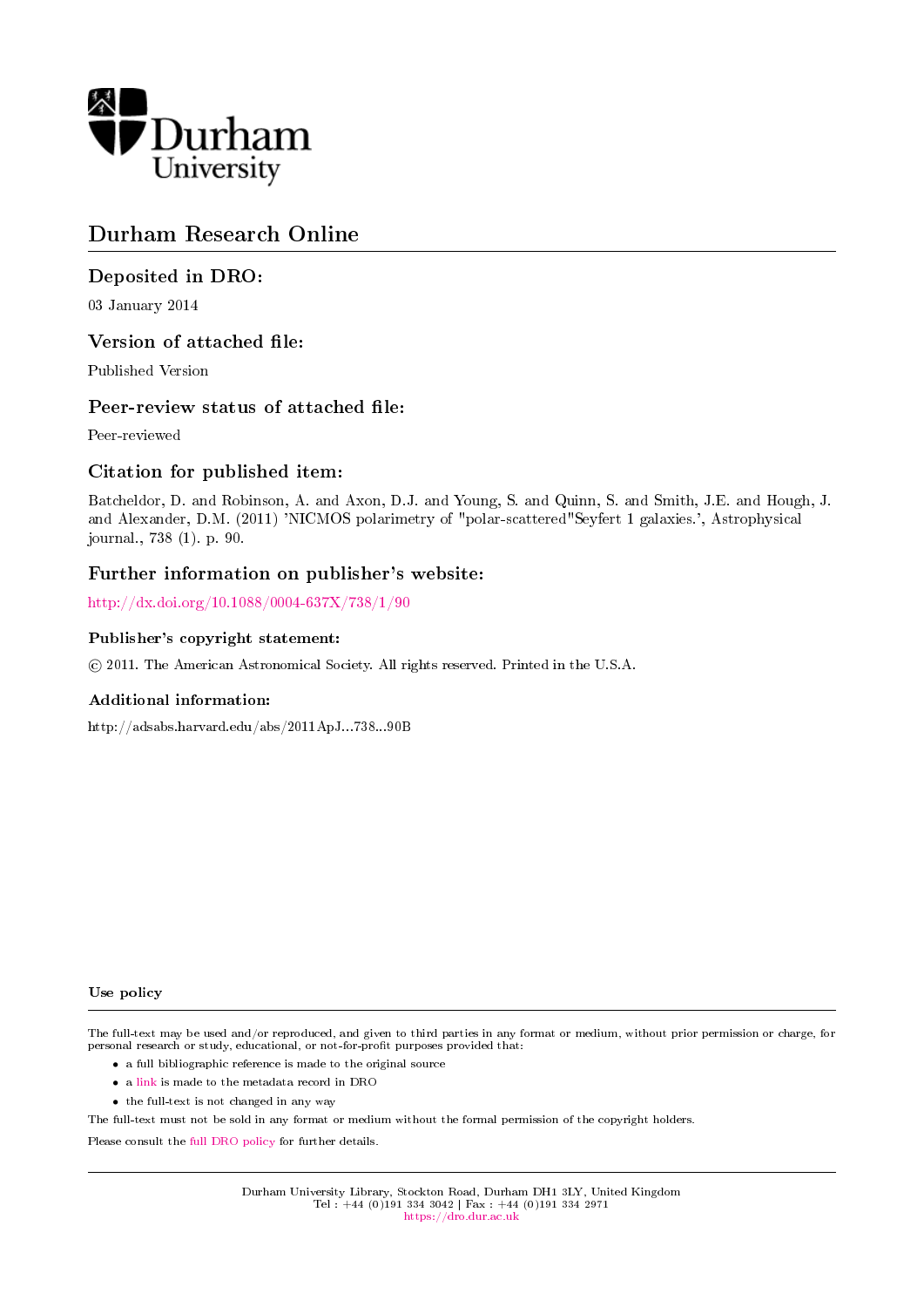Durham University

# Durham Research Online

## Deposited in DRO:

03 January 2014

## Version of attached file:

Published Version

## Peer-review status of attached file:

Peer-reviewed

## Citation for published item:

Batcheldor, D. and Robinson, A. and Axon, D.J. and Young, S. and Quinn, S. and Smith, J.E. and Hough, J. and Alexander, D.M. (2011) 'NICMOS polarimetry of "polar-scattered"Seyfert 1 galaxies.', Astrophysical journal., 738 (1). p. 90.

## Further information on publisher's website:

http://dx.doi.org/10.1088/0004-637X/738/1/90

### Publisher's copyright statement:

© 2011. The American Astronomical Society. All rights reserved. Printed in the U.S.A.

### Additional information:

http://adsabs.harvard.edu/abs/2011ApJ...738...90B

### Use policy

The full-text may be used and/or reproduced, and given to third parties in any format or medium, without prior permission or charge, for personal research or study, educational, or not-for-profit purposes provided that:

- a full bibliographic reference is made to the original source
- a link is made to the metadata record in DRO
- the full-text is not changed in any way

The full-text must not be sold in any format or medium without the formal permission of the copyright holders.

Please consult the full DRO policy for further details.

Durham University Library, Stockton Road, Durham DH1 3LY, United Kingdom
Tel : +44 (0)191 334 3042 | Fax : +44 (0)191 334 2971
https://dro.dur.ac.uk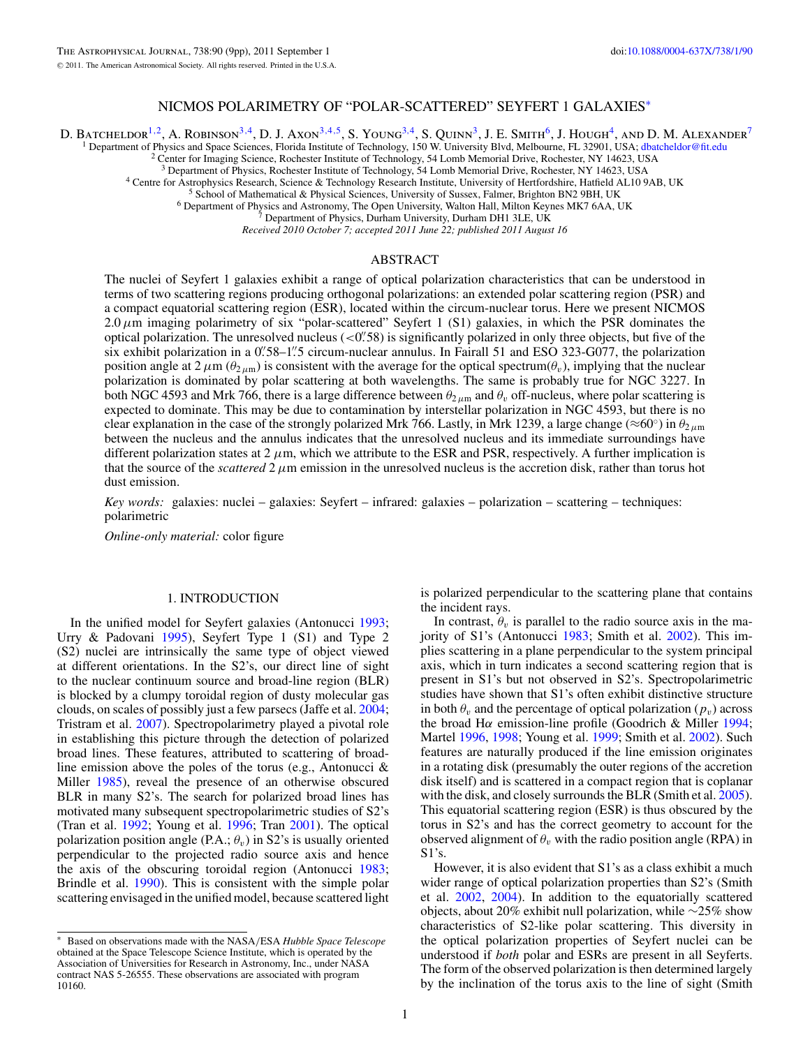# NICMOS POLARIMETRY OF "POLAR-SCATTERED" SEYFERT 1 GALAXIES*

D. Batcheldor[1,2], A. Robinson[3,4], D. J. Axon[3,4,5], S. Young[3,4], S. Quinn[3], J. E. Smith[6], J. Hough[4], and D. M. Alexander[7]

[1] Department of Physics and Space Sciences, Florida Institute of Technology, 150 W. University Blvd, Melbourne, FL 32901, USA; dbatcheldor@fit.edu
[2] Center for Imaging Science, Rochester Institute of Technology, 54 Lomb Memorial Drive, Rochester, NY 14623, USA
[3] Department of Physics, Rochester Institute of Technology, 54 Lomb Memorial Drive, Rochester, NY 14623, USA
[4] Centre for Astrophysics Research, Science & Technology Research Institute, University of Hertfordshire, Hatfield AL10 9AB, UK
[5] School of Mathematical & Physical Sciences, University of Sussex, Falmer, Brighton BN2 9BH, UK
[6] Department of Physics and Astronomy, The Open University, Walton Hall, Milton Keynes MK7 6AA, UK
[7] Department of Physics, Durham University, Durham DH1 3LE, UK

*Received 2010 October 7; accepted 2011 June 22; published 2011 August 16*

## ABSTRACT

The nuclei of Seyfert 1 galaxies exhibit a range of optical polarization characteristics that can be understood in terms of two scattering regions producing orthogonal polarizations: an extended polar scattering region (PSR) and a compact equatorial scattering region (ESR), located within the circum-nuclear torus. Here we present NICMOS 2.0 μm imaging polarimetry of six "polar-scattered" Seyfert 1 (S1) galaxies, in which the PSR dominates the optical polarization. The unresolved nucleus (<0″.58) is significantly polarized in only three objects, but five of the six exhibit polarization in a 0″.58–1″.5 circum-nuclear annulus. In Fairall 51 and ESO 323-G077, the polarization position angle at 2 μm ($\theta_{2\,\mu\mathrm{m}}$) is consistent with the average for the optical spectrum($\theta_v$), implying that the nuclear polarization is dominated by polar scattering at both wavelengths. The same is probably true for NGC 3227. In both NGC 4593 and Mrk 766, there is a large difference between $\theta_{2\,\mu\mathrm{m}}$ and $\theta_v$ off-nucleus, where polar scattering is expected to dominate. This may be due to contamination by interstellar polarization in NGC 4593, but there is no clear explanation in the case of the strongly polarized Mrk 766. Lastly, in Mrk 1239, a large change (≈60°) in $\theta_{2\,\mu\mathrm{m}}$ between the nucleus and the annulus indicates that the unresolved nucleus and its immediate surroundings have different polarization states at 2 μm, which we attribute to the ESR and PSR, respectively. A further implication is that the source of the *scattered* 2 μm emission in the unresolved nucleus is the accretion disk, rather than torus hot dust emission.

*Key words:* galaxies: nuclei – galaxies: Seyfert – infrared: galaxies – polarization – scattering – techniques: polarimetric

*Online-only material:* color figure

## 1. INTRODUCTION

In the unified model for Seyfert galaxies (Antonucci 1993; Urry & Padovani 1995), Seyfert Type 1 (S1) and Type 2 (S2) nuclei are intrinsically the same type of object viewed at different orientations. In the S2's, our direct line of sight to the nuclear continuum source and broad-line region (BLR) is blocked by a clumpy toroidal region of dusty molecular gas clouds, on scales of possibly just a few parsecs (Jaffe et al. 2004; Tristram et al. 2007). Spectropolarimetry played a pivotal role in establishing this picture through the detection of polarized broad lines. These features, attributed to scattering of broad-line emission above the poles of the torus (e.g., Antonucci & Miller 1985), reveal the presence of an otherwise obscured BLR in many S2's. The search for polarized broad lines has motivated many subsequent spectropolarimetric studies of S2's (Tran et al. 1992; Young et al. 1996; Tran 2001). The optical polarization position angle (P.A.; $\theta_v$) in S2's is usually oriented perpendicular to the projected radio source axis and hence the axis of the obscuring toroidal region (Antonucci 1983; Brindle et al. 1990). This is consistent with the simple polar scattering envisaged in the unified model, because scattered light is polarized perpendicular to the scattering plane that contains the incident rays.

In contrast, $\theta_v$ is parallel to the radio source axis in the majority of S1's (Antonucci 1983; Smith et al. 2002). This implies scattering in a plane perpendicular to the system principal axis, which in turn indicates a second scattering region that is present in S1's but not observed in S2's. Spectropolarimetric studies have shown that S1's often exhibit distinctive structure in both $\theta_v$ and the percentage of optical polarization ($p_v$) across the broad Hα emission-line profile (Goodrich & Miller 1994; Martel 1996, 1998; Young et al. 1999; Smith et al. 2002). Such features are naturally produced if the line emission originates in a rotating disk (presumably the outer regions of the accretion disk itself) and is scattered in a compact region that is coplanar with the disk, and closely surrounds the BLR (Smith et al. 2005). This equatorial scattering region (ESR) is thus obscured by the torus in S2's and has the correct geometry to account for the observed alignment of $\theta_v$ with the radio position angle (RPA) in S1's.

However, it is also evident that S1's as a class exhibit a much wider range of optical polarization properties than S2's (Smith et al. 2002, 2004). In addition to the equatorially scattered objects, about 20% exhibit null polarization, while ~25% show characteristics of S2-like polar scattering. This diversity in the optical polarization properties of Seyfert nuclei can be understood if *both* polar and ESRs are present in all Seyferts. The form of the observed polarization is then determined largely by the inclination of the torus axis to the line of sight (Smith

---

* Based on observations made with the NASA/ESA *Hubble Space Telescope* obtained at the Space Telescope Science Institute, which is operated by the Association of Universities for Research in Astronomy, Inc., under NASA contract NAS 5-26555. These observations are associated with program 10160.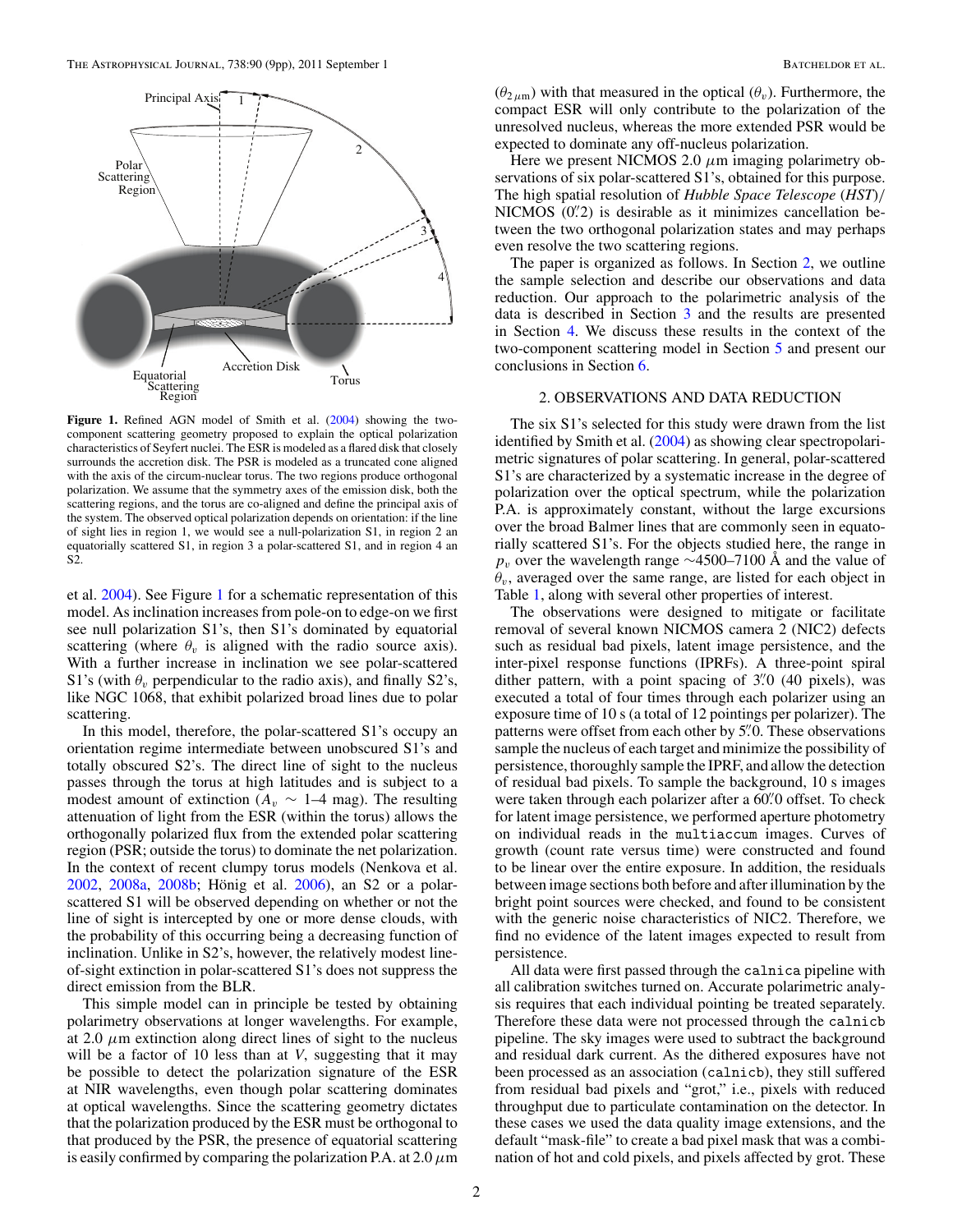Principal Axis
1
2
3
4
Polar Scattering Region
Equatorial Scattering Region
Accretion Disk
Torus

**Figure 1.** Refined AGN model of Smith et al. (2004) showing the two-component scattering geometry proposed to explain the optical polarization characteristics of Seyfert nuclei. The ESR is modeled as a flared disk that closely surrounds the accretion disk. The PSR is modeled as a truncated cone aligned with the axis of the circum-nuclear torus. The two regions produce orthogonal polarization. We assume that the symmetry axes of the emission disk, both the scattering regions, and the torus are co-aligned and define the principal axis of the system. The observed optical polarization depends on orientation: if the line of sight lies in region 1, we would see a null-polarization S1, in region 2 an equatorially scattered S1, in region 3 a polar-scattered S1, and in region 4 an S2.

et al. 2004). See Figure 1 for a schematic representation of this model. As inclination increases from pole-on to edge-on we first see null polarization S1's, then S1's dominated by equatorial scattering (where $\theta_v$ is aligned with the radio source axis). With a further increase in inclination we see polar-scattered S1's (with $\theta_v$ perpendicular to the radio axis), and finally S2's, like NGC 1068, that exhibit polarized broad lines due to polar scattering.

In this model, therefore, the polar-scattered S1's occupy an orientation regime intermediate between unobscured S1's and totally obscured S2's. The direct line of sight to the nucleus passes through the torus at high latitudes and is subject to a modest amount of extinction ($A_v \sim$ 1–4 mag). The resulting attenuation of light from the ESR (within the torus) allows the orthogonally polarized flux from the extended polar scattering region (PSR; outside the torus) to dominate the net polarization. In the context of recent clumpy torus models (Nenkova et al. 2002, 2008a, 2008b; Hönig et al. 2006), an S2 or a polar-scattered S1 will be observed depending on whether or not the line of sight is intercepted by one or more dense clouds, with the probability of this occurring being a decreasing function of inclination. Unlike in S2's, however, the relatively modest line-of-sight extinction in polar-scattered S1's does not suppress the direct emission from the BLR.

This simple model can in principle be tested by obtaining polarimetry observations at longer wavelengths. For example, at 2.0 $\mu$m extinction along direct lines of sight to the nucleus will be a factor of 10 less than at *V*, suggesting that it may be possible to detect the polarization signature of the ESR at NIR wavelengths, even though polar scattering dominates at optical wavelengths. Since the scattering geometry dictates that the polarization produced by the ESR must be orthogonal to that produced by the PSR, the presence of equatorial scattering is easily confirmed by comparing the polarization P.A. at 2.0 $\mu$m ($\theta_{2\,\mu\mathrm{m}}$) with that measured in the optical ($\theta_v$). Furthermore, the compact ESR will only contribute to the polarization of the unresolved nucleus, whereas the more extended PSR would be expected to dominate any off-nucleus polarization.

Here we present NICMOS 2.0 $\mu$m imaging polarimetry observations of six polar-scattered S1's, obtained for this purpose. The high spatial resolution of *Hubble Space Telescope* (*HST*)/NICMOS (0$''$.2) is desirable as it minimizes cancellation between the two orthogonal polarization states and may perhaps even resolve the two scattering regions.

The paper is organized as follows. In Section 2, we outline the sample selection and describe our observations and data reduction. Our approach to the polarimetric analysis of the data is described in Section 3 and the results are presented in Section 4. We discuss these results in the context of the two-component scattering model in Section 5 and present our conclusions in Section 6.

## 2. OBSERVATIONS AND DATA REDUCTION

The six S1's selected for this study were drawn from the list identified by Smith et al. (2004) as showing clear spectropolarimetric signatures of polar scattering. In general, polar-scattered S1's are characterized by a systematic increase in the degree of polarization over the optical spectrum, while the polarization P.A. is approximately constant, without the large excursions over the broad Balmer lines that are commonly seen in equatorially scattered S1's. For the objects studied here, the range in $p_v$ over the wavelength range ∼4500–7100 Å and the value of $\theta_v$, averaged over the same range, are listed for each object in Table 1, along with several other properties of interest.

The observations were designed to mitigate or facilitate removal of several known NICMOS camera 2 (NIC2) defects such as residual bad pixels, latent image persistence, and the inter-pixel response functions (IPRFs). A three-point spiral dither pattern, with a point spacing of 3$''$.0 (40 pixels), was executed a total of four times through each polarizer using an exposure time of 10 s (a total of 12 pointings per polarizer). The patterns were offset from each other by 5$''$.0. These observations sample the nucleus of each target and minimize the possibility of persistence, thoroughly sample the IPRF, and allow the detection of residual bad pixels. To sample the background, 10 s images were taken through each polarizer after a 60$''$.0 offset. To check for latent image persistence, we performed aperture photometry on individual reads in the `multiaccum` images. Curves of growth (count rate versus time) were constructed and found to be linear over the entire exposure. In addition, the residuals between image sections both before and after illumination by the bright point sources were checked, and found to be consistent with the generic noise characteristics of NIC2. Therefore, we find no evidence of the latent images expected to result from persistence.

All data were first passed through the `calnica` pipeline with all calibration switches turned on. Accurate polarimetric analysis requires that each individual pointing be treated separately. Therefore these data were not processed through the `calnicb` pipeline. The sky images were used to subtract the background and residual dark current. As the dithered exposures have not been processed as an association (`calnicb`), they still suffered from residual bad pixels and "grot," i.e., pixels with reduced throughput due to particulate contamination on the detector. In these cases we used the data quality image extensions, and the default "mask-file" to create a bad pixel mask that was a combination of hot and cold pixels, and pixels affected by grot. These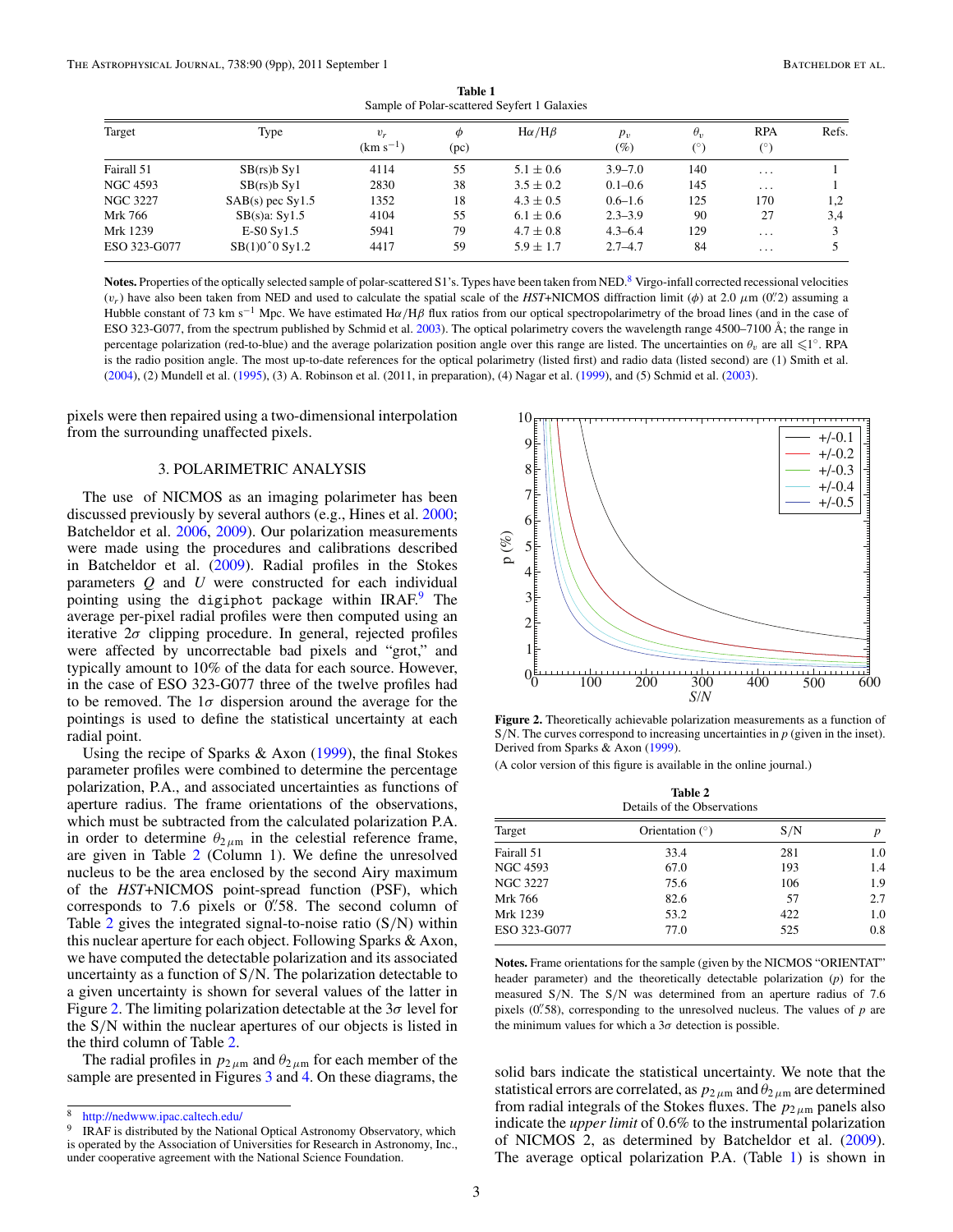**Table 1**
Sample of Polar-scattered Seyfert 1 Galaxies

| Target | Type | $v_r$ (km $\mathrm{s}^{-1}$) | $\phi$ (pc) | H$\alpha$/H$\beta$ | $p_v$ (%) | $\theta_v$ (°) | RPA (°) | Refs. |
|---|---|---|---|---|---|---|---|---|
| Fairall 51 | SB(rs)b Sy1 | 4114 | 55 | $5.1 \pm 0.6$ | 3.9–7.0 | 140 | ... | 1 |
| NGC 4593 | SB(rs)b Sy1 | 2830 | 38 | $3.5 \pm 0.2$ | 0.1–0.6 | 145 | ... | 1 |
| NGC 3227 | SAB(s) pec Sy1.5 | 1352 | 18 | $4.3 \pm 0.5$ | 0.6–1.6 | 125 | 170 | 1,2 |
| Mrk 766 | SB(s)a: Sy1.5 | 4104 | 55 | $6.1 \pm 0.6$ | 2.3–3.9 | 90 | 27 | 3,4 |
| Mrk 1239 | E-S0 Sy1.5 | 5941 | 79 | $4.7 \pm 0.8$ | 4.3–6.4 | 129 | ... | 3 |
| ESO 323-G077 | SB(1)0ˆ0 Sy1.2 | 4417 | 59 | $5.9 \pm 1.7$ | 2.7–4.7 | 84 | ... | 5 |

**Notes.** Properties of the optically selected sample of polar-scattered S1's. Types have been taken from NED.[8] Virgo-infall corrected recessional velocities ($v_r$) have also been taken from NED and used to calculate the spatial scale of the *HST*+NICMOS diffraction limit ($\phi$) at 2.0 $\mu$m (0.″2) assuming a Hubble constant of 73 km s$^{-1}$ Mpc. We have estimated H$\alpha$/H$\beta$ flux ratios from our optical spectropolarimetry of the broad lines (and in the case of ESO 323-G077, from the spectrum published by Schmid et al. 2003). The optical polarimetry covers the wavelength range 4500–7100 Å; the range in percentage polarization (red-to-blue) and the average polarization position angle over this range are listed. The uncertainties on $\theta_v$ are all $\leqslant 1°$. RPA is the radio position angle. The most up-to-date references for the optical polarimetry (listed first) and radio data (listed second) are (1) Smith et al. (2004), (2) Mundell et al. (1995), (3) A. Robinson et al. (2011, in preparation), (4) Nagar et al. (1999), and (5) Schmid et al. (2003).

pixels were then repaired using a two-dimensional interpolation from the surrounding unaffected pixels.

## 3. POLARIMETRIC ANALYSIS

The use of NICMOS as an imaging polarimeter has been discussed previously by several authors (e.g., Hines et al. 2000; Batcheldor et al. 2006, 2009). Our polarization measurements were made using the procedures and calibrations described in Batcheldor et al. (2009). Radial profiles in the Stokes parameters $Q$ and $U$ were constructed for each individual pointing using the `digiphot` package within IRAF.[9] The average per-pixel radial profiles were then computed using an iterative $2\sigma$ clipping procedure. In general, rejected profiles were affected by uncorrectable bad pixels and "grot," and typically amount to 10% of the data for each source. However, in the case of ESO 323-G077 three of the twelve profiles had to be removed. The $1\sigma$ dispersion around the average for the pointings is used to define the statistical uncertainty at each radial point.

Using the recipe of Sparks & Axon (1999), the final Stokes parameter profiles were combined to determine the percentage polarization, P.A., and associated uncertainties as functions of aperture radius. The frame orientations of the observations, which must be subtracted from the calculated polarization P.A. in order to determine $\theta_{2\,\mu\mathrm{m}}$ in the celestial reference frame, are given in Table 2 (Column 1). We define the unresolved nucleus to be the area enclosed by the second Airy maximum of the *HST*+NICMOS point-spread function (PSF), which corresponds to 7.6 pixels or 0.″58. The second column of Table 2 gives the integrated signal-to-noise ratio (S/N) within this nuclear aperture for each object. Following Sparks & Axon, we have computed the detectable polarization and its associated uncertainty as a function of S/N. The polarization detectable to a given uncertainty is shown for several values of the latter in Figure 2. The limiting polarization detectable at the $3\sigma$ level for the S/N within the nuclear apertures of our objects is listed in the third column of Table 2.

The radial profiles in $p_{2\,\mu\mathrm{m}}$ and $\theta_{2\,\mu\mathrm{m}}$ for each member of the sample are presented in Figures 3 and 4. On these diagrams, the

p (%)
S/N
+/-0.1
+/-0.2
+/-0.3
+/-0.4
+/-0.5
0 1 2 3 4 5 6 7 8 9 10
0 100 200 300 400 500 600

**Figure 2.** Theoretically achievable polarization measurements as a function of S/N. The curves correspond to increasing uncertainties in $p$ (given in the inset). Derived from Sparks & Axon (1999).

(A color version of this figure is available in the online journal.)

**Table 2**
Details of the Observations

| Target | Orientation (°) | S/N | $p$ |
|---|---|---|---|
| Fairall 51 | 33.4 | 281 | 1.0 |
| NGC 4593 | 67.0 | 193 | 1.4 |
| NGC 3227 | 75.6 | 106 | 1.9 |
| Mrk 766 | 82.6 | 57 | 2.7 |
| Mrk 1239 | 53.2 | 422 | 1.0 |
| ESO 323-G077 | 77.0 | 525 | 0.8 |

**Notes.** Frame orientations for the sample (given by the NICMOS "ORIENTAT" header parameter) and the theoretically detectable polarization ($p$) for the measured S/N. The S/N was determined from an aperture radius of 7.6 pixels (0.″58), corresponding to the unresolved nucleus. The values of $p$ are the minimum values for which a $3\sigma$ detection is possible.

solid bars indicate the statistical uncertainty. We note that the statistical errors are correlated, as $p_{2\,\mu\mathrm{m}}$ and $\theta_{2\,\mu\mathrm{m}}$ are determined from radial integrals of the Stokes fluxes. The $p_{2\,\mu\mathrm{m}}$ panels also indicate the *upper limit* of 0.6% to the instrumental polarization of NICMOS 2, as determined by Batcheldor et al. (2009). The average optical polarization P.A. (Table 1) is shown in

[8] http://nedwww.ipac.caltech.edu/

[9] IRAF is distributed by the National Optical Astronomy Observatory, which is operated by the Association of Universities for Research in Astronomy, Inc., under cooperative agreement with the National Science Foundation.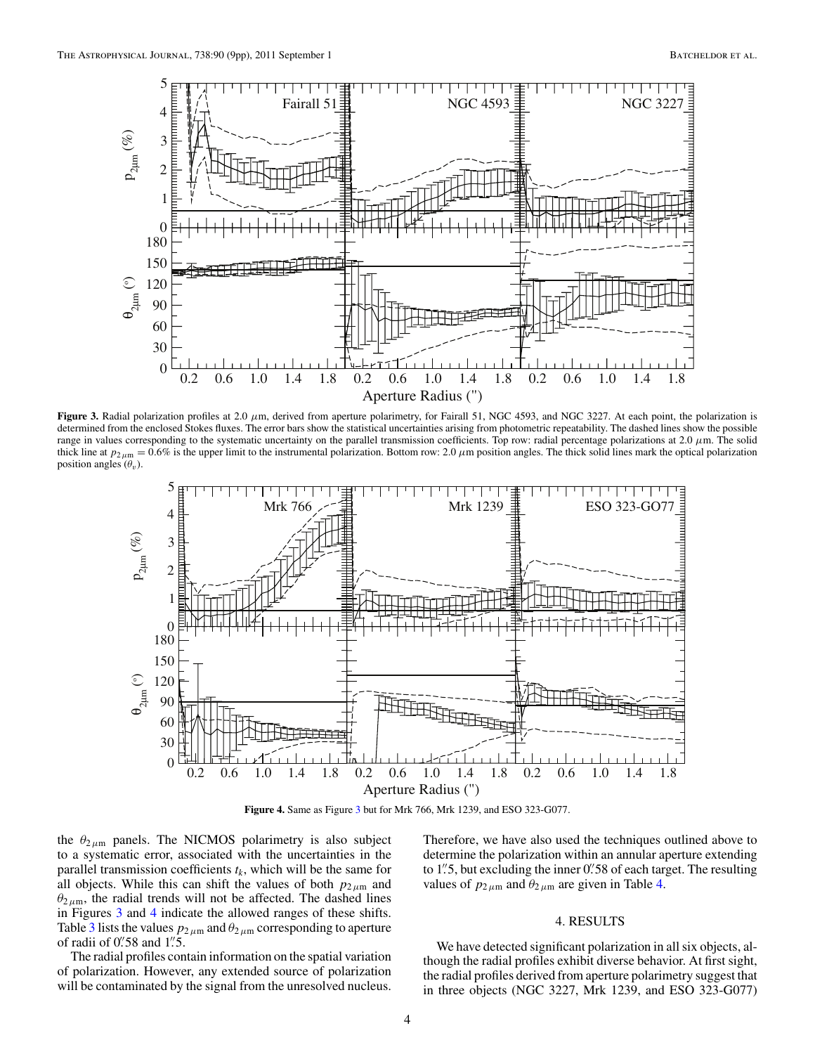Fairall 51
NGC 4593
NGC 3227

$p_{2\mu m}$ (%)

$\theta_{2\mu m}$ (°)

Aperture Radius (")

**Figure 3.** Radial polarization profiles at 2.0 $\mu$m, derived from aperture polarimetry, for Fairall 51, NGC 4593, and NGC 3227. At each point, the polarization is determined from the enclosed Stokes fluxes. The error bars show the statistical uncertainties arising from photometric repeatability. The dashed lines show the possible range in values corresponding to the systematic uncertainty on the parallel transmission coefficients. Top row: radial percentage polarizations at 2.0 $\mu$m. The solid thick line at $p_{2\mu m} = 0.6\%$ is the upper limit to the instrumental polarization. Bottom row: 2.0 $\mu$m position angles. The thick solid lines mark the optical polarization position angles ($\theta_v$).

Mrk 766
Mrk 1239
ESO 323-GO77

$p_{2\mu m}$ (%)

$\theta_{2\mu m}$ (°)

Aperture Radius (")

**Figure 4.** Same as Figure 3 but for Mrk 766, Mrk 1239, and ESO 323-G077.

the $\theta_{2\mu m}$ panels. The NICMOS polarimetry is also subject to a systematic error, associated with the uncertainties in the parallel transmission coefficients $t_k$, which will be the same for all objects. While this can shift the values of both $p_{2\mu m}$ and $\theta_{2\mu m}$, the radial trends will not be affected. The dashed lines in Figures 3 and 4 indicate the allowed ranges of these shifts. Table 3 lists the values $p_{2\mu m}$ and $\theta_{2\mu m}$ corresponding to aperture of radii of 0.″58 and 1.″5.

The radial profiles contain information on the spatial variation of polarization. However, any extended source of polarization will be contaminated by the signal from the unresolved nucleus. Therefore, we have also used the techniques outlined above to determine the polarization within an annular aperture extending to 1.″5, but excluding the inner 0.″58 of each target. The resulting values of $p_{2\mu m}$ and $\theta_{2\mu m}$ are given in Table 4.

## 4. RESULTS

We have detected significant polarization in all six objects, although the radial profiles exhibit diverse behavior. At first sight, the radial profiles derived from aperture polarimetry suggest that in three objects (NGC 3227, Mrk 1239, and ESO 323-G077)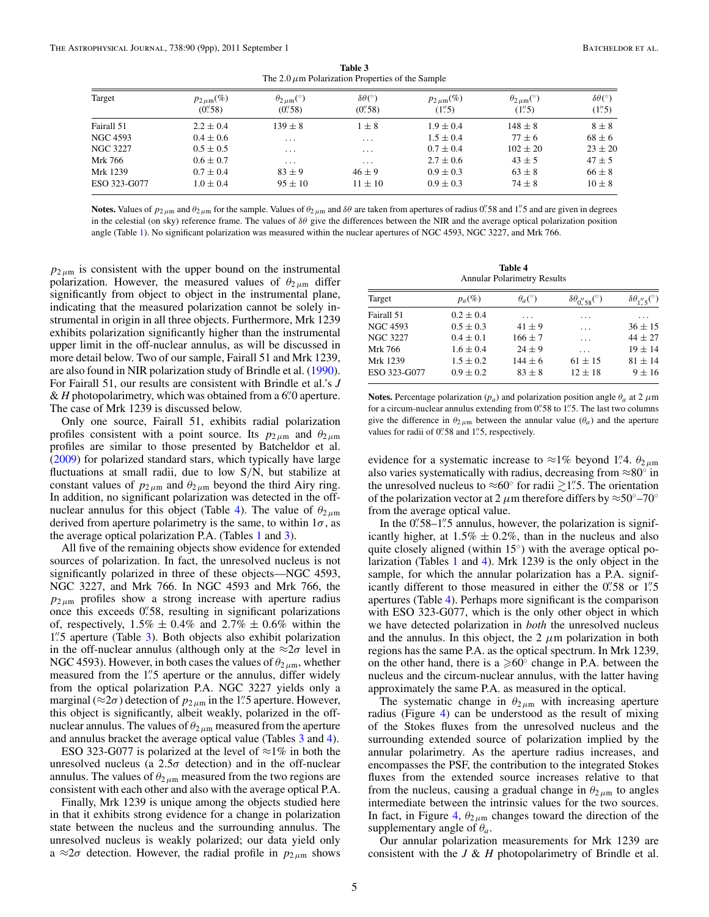**Table 3**
The 2.0 $\mu$m Polarization Properties of the Sample

| Target | $p_{2\,\mu\mathrm{m}}$(%) (0\.58) | $\theta_{2\,\mu\mathrm{m}}$(°) (0\.58) | $\delta\theta$(°) (0\.58) | $p_{2\,\mu\mathrm{m}}$(%) (1\.5) | $\theta_{2\,\mu\mathrm{m}}$(°) (1\.5) | $\delta\theta$(°) (1\.5) |
|---|---|---|---|---|---|---|
| Fairall 51 | $2.2 \pm 0.4$ | $139 \pm 8$ | $1 \pm 8$ | $1.9 \pm 0.4$ | $148 \pm 8$ | $8 \pm 8$ |
| NGC 4593 | $0.4 \pm 0.6$ | ... | ... | $1.5 \pm 0.4$ | $77 \pm 6$ | $68 \pm 6$ |
| NGC 3227 | $0.5 \pm 0.5$ | ... | ... | $0.7 \pm 0.4$ | $102 \pm 20$ | $23 \pm 20$ |
| Mrk 766 | $0.6 \pm 0.7$ | ... | ... | $2.7 \pm 0.6$ | $43 \pm 5$ | $47 \pm 5$ |
| Mrk 1239 | $0.7 \pm 0.4$ | $83 \pm 9$ | $46 \pm 9$ | $0.9 \pm 0.3$ | $63 \pm 8$ | $66 \pm 8$ |
| ESO 323-G077 | $1.0 \pm 0.4$ | $95 \pm 10$ | $11 \pm 10$ | $0.9 \pm 0.3$ | $74 \pm 8$ | $10 \pm 8$ |

**Notes.** Values of $p_{2\,\mu\mathrm{m}}$ and $\theta_{2\,\mu\mathrm{m}}$ for the sample. Values of $\theta_{2\,\mu\mathrm{m}}$ and $\delta\theta$ are taken from apertures of radius 0\.58 and 1\.5 and are given in degrees in the celestial (on sky) reference frame. The values of $\delta\theta$ give the differences between the NIR and the average optical polarization position angle (Table 1). No significant polarization was measured within the nuclear apertures of NGC 4593, NGC 3227, and Mrk 766.

$p_{2\,\mu\mathrm{m}}$ is consistent with the upper bound on the instrumental polarization. However, the measured values of $\theta_{2\,\mu\mathrm{m}}$ differ significantly from object to object in the instrumental plane, indicating that the measured polarization cannot be solely instrumental in origin in all three objects. Furthermore, Mrk 1239 exhibits polarization significantly higher than the instrumental upper limit in the off-nuclear annulus, as will be discussed in more detail below. Two of our sample, Fairall 51 and Mrk 1239, are also found in NIR polarization study of Brindle et al. (1990). For Fairall 51, our results are consistent with Brindle et al.'s *J* & *H* photopolarimetry, which was obtained from a 6\.0 aperture. The case of Mrk 1239 is discussed below.

Only one source, Fairall 51, exhibits radial polarization profiles consistent with a point source. Its $p_{2\,\mu\mathrm{m}}$ and $\theta_{2\,\mu\mathrm{m}}$ profiles are similar to those presented by Batcheldor et al. (2009) for polarized standard stars, which typically have large fluctuations at small radii, due to low S/N, but stabilize at constant values of $p_{2\,\mu\mathrm{m}}$ and $\theta_{2\,\mu\mathrm{m}}$ beyond the third Airy ring. In addition, no significant polarization was detected in the off-nuclear annulus for this object (Table 4). The value of $\theta_{2\,\mu\mathrm{m}}$ derived from aperture polarimetry is the same, to within $1\sigma$, as the average optical polarization P.A. (Tables 1 and 3).

All five of the remaining objects show evidence for extended sources of polarization. In fact, the unresolved nucleus is not significantly polarized in three of these objects—NGC 4593, NGC 3227, and Mrk 766. In NGC 4593 and Mrk 766, the $p_{2\,\mu\mathrm{m}}$ profiles show a strong increase with aperture radius once this exceeds 0\.58, resulting in significant polarizations of, respectively, $1.5\% \pm 0.4\%$ and $2.7\% \pm 0.6\%$ within the 1\.5 aperture (Table 3). Both objects also exhibit polarization in the off-nuclear annulus (although only at the $\approx 2\sigma$ level in NGC 4593). However, in both cases the values of $\theta_{2\,\mu\mathrm{m}}$, whether measured from the 1\.5 aperture or the annulus, differ widely from the optical polarization P.A. NGC 3227 yields only a marginal ($\approx 2\sigma$) detection of $p_{2\,\mu\mathrm{m}}$ in the 1\.5 aperture. However, this object is significantly, albeit weakly, polarized in the off-nuclear annulus. The values of $\theta_{2\,\mu\mathrm{m}}$ measured from the aperture and annulus bracket the average optical value (Tables 3 and 4).

ESO 323-G077 is polarized at the level of $\approx 1\%$ in both the unresolved nucleus (a $2.5\sigma$ detection) and in the off-nuclear annulus. The values of $\theta_{2\,\mu\mathrm{m}}$ measured from the two regions are consistent with each other and also with the average optical P.A.

Finally, Mrk 1239 is unique among the objects studied here in that it exhibits strong evidence for a change in polarization state between the nucleus and the surrounding annulus. The unresolved nucleus is weakly polarized; our data yield only a $\approx 2\sigma$ detection. However, the radial profile in $p_{2\,\mu\mathrm{m}}$ shows evidence for a systematic increase to $\approx 1\%$ beyond 1\.4. $\theta_{2\,\mu\mathrm{m}}$ also varies systematically with radius, decreasing from $\approx 80°$ in the unresolved nucleus to $\approx 60°$ for radii $\gtrsim$1\.5. The orientation of the polarization vector at 2 $\mu$m therefore differs by $\approx 50°$–$70°$ from the average optical value.

**Table 4**
Annular Polarimetry Results

| Target | $p_a$(%) | $\theta_a$(°) | $\delta\theta_{0\farcs58}$(°) | $\delta\theta_{1\farcs5}$(°) |
|---|---|---|---|---|
| Fairall 51 | $0.2 \pm 0.4$ | ... | ... | ... |
| NGC 4593 | $0.5 \pm 0.3$ | $41 \pm 9$ | ... | $36 \pm 15$ |
| NGC 3227 | $0.4 \pm 0.1$ | $166 \pm 7$ | ... | $44 \pm 27$ |
| Mrk 766 | $1.6 \pm 0.4$ | $24 \pm 9$ | ... | $19 \pm 14$ |
| Mrk 1239 | $1.5 \pm 0.2$ | $144 \pm 6$ | $61 \pm 15$ | $81 \pm 14$ |
| ESO 323-G077 | $0.9 \pm 0.2$ | $83 \pm 8$ | $12 \pm 18$ | $9 \pm 16$ |

**Notes.** Percentage polarization ($p_a$) and polarization position angle $\theta_a$ at 2 $\mu$m for a circum-nuclear annulus extending from 0\.58 to 1\.5. The last two columns give the difference in $\theta_{2\,\mu\mathrm{m}}$ between the annular value ($\theta_a$) and the aperture values for radii of 0\.58 and 1\.5, respectively.

In the 0\.58–1\.5 annulus, however, the polarization is significantly higher, at $1.5\% \pm 0.2\%$, than in the nucleus and also quite closely aligned (within 15°) with the average optical polarization (Tables 1 and 4). Mrk 1239 is the only object in the sample, for which the annular polarization has a P.A. significantly different to those measured in either the 0\.58 or 1\.5 apertures (Table 4). Perhaps more significant is the comparison with ESO 323-G077, which is the only other object in which we have detected polarization in *both* the unresolved nucleus and the annulus. In this object, the 2 $\mu$m polarization in both regions has the same P.A. as the optical spectrum. In Mrk 1239, on the other hand, there is a $\geqslant 60°$ change in P.A. between the nucleus and the circum-nuclear annulus, with the latter having approximately the same P.A. as measured in the optical.

The systematic change in $\theta_{2\,\mu\mathrm{m}}$ with increasing aperture radius (Figure 4) can be understood as the result of mixing of the Stokes fluxes from the unresolved nucleus and the surrounding extended source of polarization implied by the annular polarimetry. As the aperture radius increases, and encompasses the PSF, the contribution to the integrated Stokes fluxes from the extended source increases relative to that from the nucleus, causing a gradual change in $\theta_{2\,\mu\mathrm{m}}$ to angles intermediate between the intrinsic values for the two sources. In fact, in Figure 4, $\theta_{2\,\mu\mathrm{m}}$ changes toward the direction of the supplementary angle of $\theta_a$.

Our annular polarization measurements for Mrk 1239 are consistent with the *J* & *H* photopolarimetry of Brindle et al.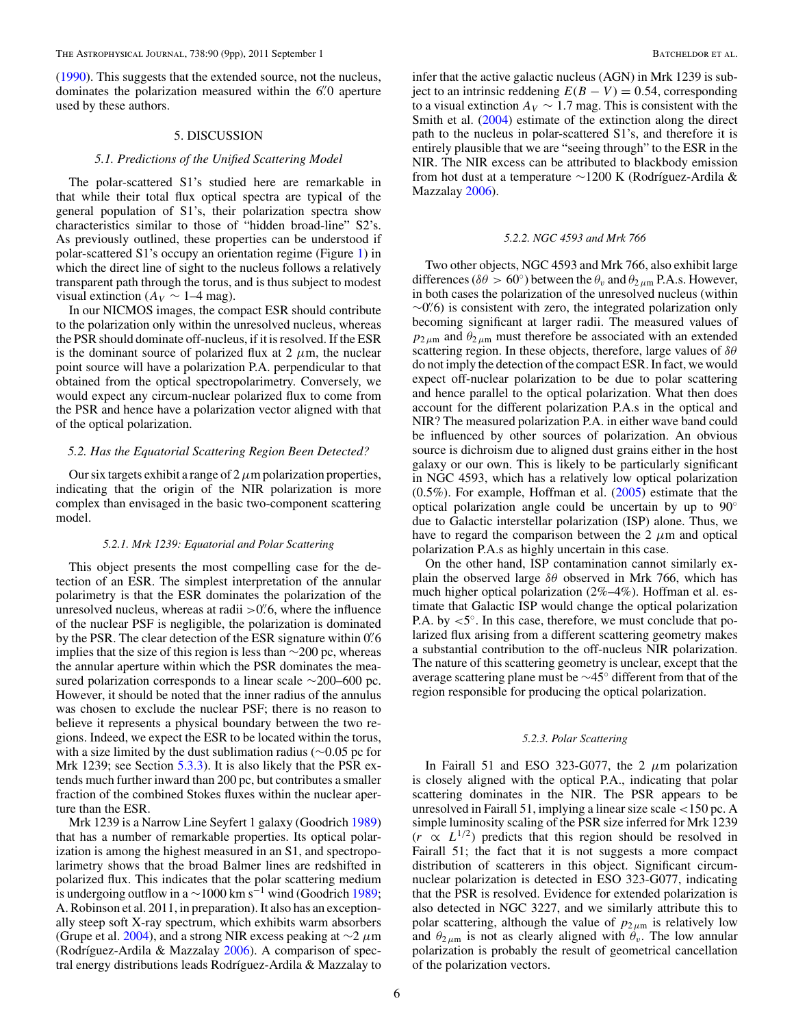(1990). This suggests that the extended source, not the nucleus, dominates the polarization measured within the 6″.0 aperture used by these authors.

## 5. DISCUSSION

### 5.1. Predictions of the Unified Scattering Model

The polar-scattered S1's studied here are remarkable in that while their total flux optical spectra are typical of the general population of S1's, their polarization spectra show characteristics similar to those of "hidden broad-line" S2's. As previously outlined, these properties can be understood if polar-scattered S1's occupy an orientation regime (Figure 1) in which the direct line of sight to the nucleus follows a relatively transparent path through the torus, and is thus subject to modest visual extinction ($A_V \sim$ 1–4 mag).

In our NICMOS images, the compact ESR should contribute to the polarization only within the unresolved nucleus, whereas the PSR should dominate off-nucleus, if it is resolved. If the ESR is the dominant source of polarized flux at 2 μm, the nuclear point source will have a polarization P.A. perpendicular to that obtained from the optical spectropolarimetry. Conversely, we would expect any circum-nuclear polarized flux to come from the PSR and hence have a polarization vector aligned with that of the optical polarization.

### 5.2. Has the Equatorial Scattering Region Been Detected?

Our six targets exhibit a range of 2 μm polarization properties, indicating that the origin of the NIR polarization is more complex than envisaged in the basic two-component scattering model.

#### 5.2.1. Mrk 1239: Equatorial and Polar Scattering

This object presents the most compelling case for the detection of an ESR. The simplest interpretation of the annular polarimetry is that the ESR dominates the polarization of the unresolved nucleus, whereas at radii >0″.6, where the influence of the nuclear PSF is negligible, the polarization is dominated by the PSR. The clear detection of the ESR signature within 0″.6 implies that the size of this region is less than ∼200 pc, whereas the annular aperture within which the PSR dominates the measured polarization corresponds to a linear scale ∼200–600 pc. However, it should be noted that the inner radius of the annulus was chosen to exclude the nuclear PSF; there is no reason to believe it represents a physical boundary between the two regions. Indeed, we expect the ESR to be located within the torus, with a size limited by the dust sublimation radius (∼0.05 pc for Mrk 1239; see Section 5.3.3). It is also likely that the PSR extends much further inward than 200 pc, but contributes a smaller fraction of the combined Stokes fluxes within the nuclear aperture than the ESR.

Mrk 1239 is a Narrow Line Seyfert 1 galaxy (Goodrich 1989) that has a number of remarkable properties. Its optical polarization is among the highest measured in an S1, and spectropolarimetry shows that the broad Balmer lines are redshifted in polarized flux. This indicates that the polar scattering medium is undergoing outflow in a ∼1000 km s$^{-1}$ wind (Goodrich 1989; A. Robinson et al. 2011, in preparation). It also has an exceptionally steep soft X-ray spectrum, which exhibits warm absorbers (Grupe et al. 2004), and a strong NIR excess peaking at ∼2 μm (Rodríguez-Ardila & Mazzalay 2006). A comparison of spectral energy distributions leads Rodríguez-Ardila & Mazzalay to infer that the active galactic nucleus (AGN) in Mrk 1239 is subject to an intrinsic reddening $E(B - V) = 0.54$, corresponding to a visual extinction $A_V \sim 1.7$ mag. This is consistent with the Smith et al. (2004) estimate of the extinction along the direct path to the nucleus in polar-scattered S1's, and therefore it is entirely plausible that we are "seeing through" to the ESR in the NIR. The NIR excess can be attributed to blackbody emission from hot dust at a temperature ∼1200 K (Rodríguez-Ardila & Mazzalay 2006).

#### 5.2.2. NGC 4593 and Mrk 766

Two other objects, NGC 4593 and Mrk 766, also exhibit large differences ($\delta\theta > 60°$) between the $\theta_v$ and $\theta_{2\,\mu\mathrm{m}}$ P.A.s. However, in both cases the polarization of the unresolved nucleus (within ∼0″.6) is consistent with zero, the integrated polarization only becoming significant at larger radii. The measured values of $p_{2\,\mu\mathrm{m}}$ and $\theta_{2\,\mu\mathrm{m}}$ must therefore be associated with an extended scattering region. In these objects, therefore, large values of $\delta\theta$ do not imply the detection of the compact ESR. In fact, we would expect off-nuclear polarization to be due to polar scattering and hence parallel to the optical polarization. What then does account for the different polarization P.A.s in the optical and NIR? The measured polarization P.A. in either wave band could be influenced by other sources of polarization. An obvious source is dichroism due to aligned dust grains either in the host galaxy or our own. This is likely to be particularly significant in NGC 4593, which has a relatively low optical polarization (0.5%). For example, Hoffman et al. (2005) estimate that the optical polarization angle could be uncertain by up to 90° due to Galactic interstellar polarization (ISP) alone. Thus, we have to regard the comparison between the 2 μm and optical polarization P.A.s as highly uncertain in this case.

On the other hand, ISP contamination cannot similarly explain the observed large $\delta\theta$ observed in Mrk 766, which has much higher optical polarization (2%–4%). Hoffman et al. estimate that Galactic ISP would change the optical polarization P.A. by <5°. In this case, therefore, we must conclude that polarized flux arising from a different scattering geometry makes a substantial contribution to the off-nucleus NIR polarization. The nature of this scattering geometry is unclear, except that the average scattering plane must be ∼45° different from that of the region responsible for producing the optical polarization.

#### 5.2.3. Polar Scattering

In Fairall 51 and ESO 323-G077, the 2 μm polarization is closely aligned with the optical P.A., indicating that polar scattering dominates in the NIR. The PSR appears to be unresolved in Fairall 51, implying a linear size scale <150 pc. A simple luminosity scaling of the PSR size inferred for Mrk 1239 ($r \propto L^{1/2}$) predicts that this region should be resolved in Fairall 51; the fact that it is not suggests a more compact distribution of scatterers in this object. Significant circum-nuclear polarization is detected in ESO 323-G077, indicating that the PSR is resolved. Evidence for extended polarization is also detected in NGC 3227, and we similarly attribute this to polar scattering, although the value of $p_{2\,\mu\mathrm{m}}$ is relatively low and $\theta_{2\,\mu\mathrm{m}}$ is not as clearly aligned with $\theta_v$. The low annular polarization is probably the result of geometrical cancellation of the polarization vectors.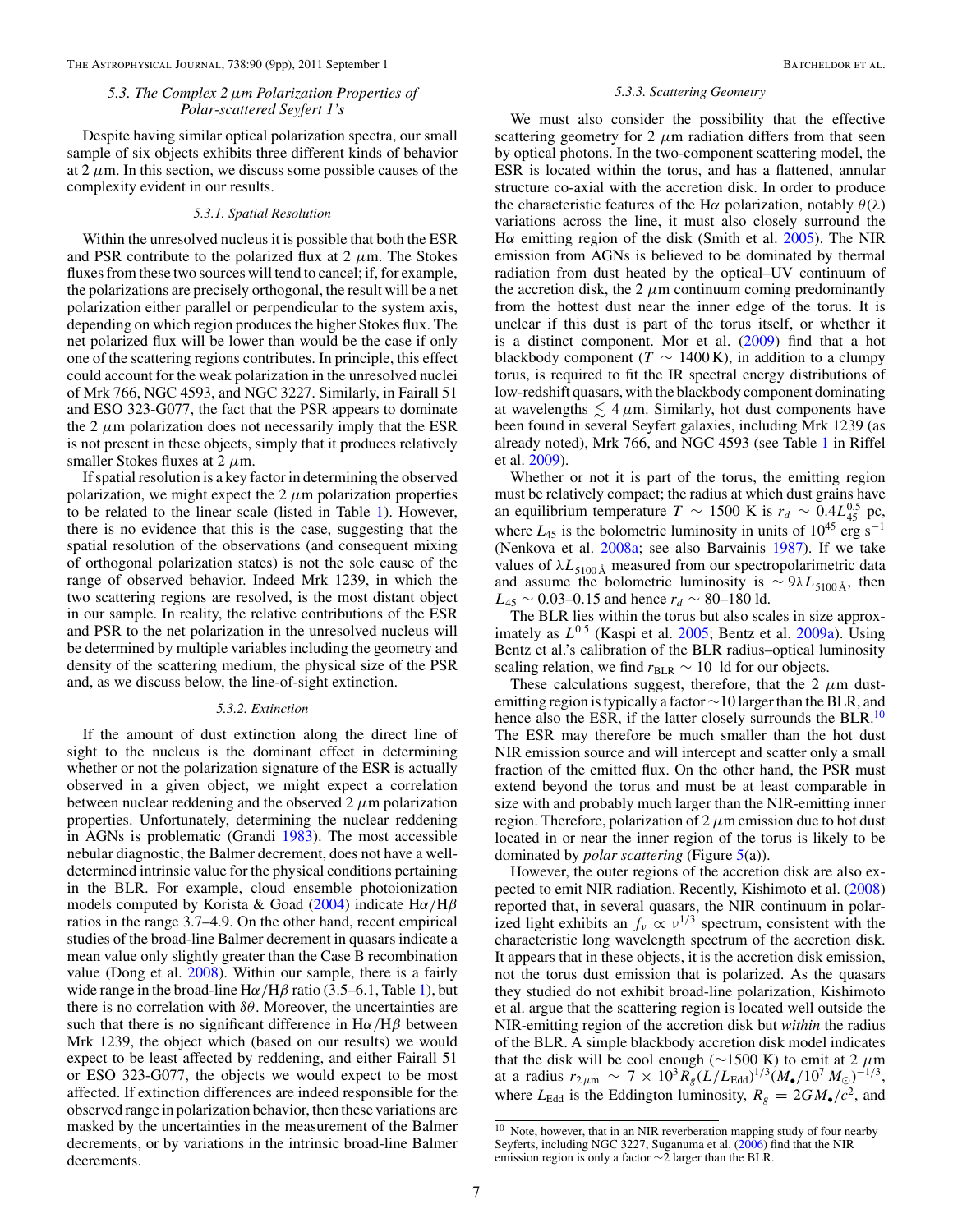### 5.3. The Complex 2 $\mu$m Polarization Properties of Polar-scattered Seyfert 1's

Despite having similar optical polarization spectra, our small sample of six objects exhibits three different kinds of behavior at 2 $\mu$m. In this section, we discuss some possible causes of the complexity evident in our results.

#### 5.3.1. Spatial Resolution

Within the unresolved nucleus it is possible that both the ESR and PSR contribute to the polarized flux at 2 $\mu$m. The Stokes fluxes from these two sources will tend to cancel; if, for example, the polarizations are precisely orthogonal, the result will be a net polarization either parallel or perpendicular to the system axis, depending on which region produces the higher Stokes flux. The net polarized flux will be lower than would be the case if only one of the scattering regions contributes. In principle, this effect could account for the weak polarization in the unresolved nuclei of Mrk 766, NGC 4593, and NGC 3227. Similarly, in Fairall 51 and ESO 323-G077, the fact that the PSR appears to dominate the 2 $\mu$m polarization does not necessarily imply that the ESR is not present in these objects, simply that it produces relatively smaller Stokes fluxes at 2 $\mu$m.

If spatial resolution is a key factor in determining the observed polarization, we might expect the 2 $\mu$m polarization properties to be related to the linear scale (listed in Table 1). However, there is no evidence that this is the case, suggesting that the spatial resolution of the observations (and consequent mixing of orthogonal polarization states) is not the sole cause of the range of observed behavior. Indeed Mrk 1239, in which the two scattering regions are resolved, is the most distant object in our sample. In reality, the relative contributions of the ESR and PSR to the net polarization in the unresolved nucleus will be determined by multiple variables including the geometry and density of the scattering medium, the physical size of the PSR and, as we discuss below, the line-of-sight extinction.

#### 5.3.2. Extinction

If the amount of dust extinction along the direct line of sight to the nucleus is the dominant effect in determining whether or not the polarization signature of the ESR is actually observed in a given object, we might expect a correlation between nuclear reddening and the observed 2 $\mu$m polarization properties. Unfortunately, determining the nuclear reddening in AGNs is problematic (Grandi 1983). The most accessible nebular diagnostic, the Balmer decrement, does not have a well-determined intrinsic value for the physical conditions pertaining in the BLR. For example, cloud ensemble photoionization models computed by Korista & Goad (2004) indicate H$\alpha$/H$\beta$ ratios in the range 3.7–4.9. On the other hand, recent empirical studies of the broad-line Balmer decrement in quasars indicate a mean value only slightly greater than the Case B recombination value (Dong et al. 2008). Within our sample, there is a fairly wide range in the broad-line H$\alpha$/H$\beta$ ratio (3.5–6.1, Table 1), but there is no correlation with $\delta\theta$. Moreover, the uncertainties are such that there is no significant difference in H$\alpha$/H$\beta$ between Mrk 1239, the object which (based on our results) we would expect to be least affected by reddening, and either Fairall 51 or ESO 323-G077, the objects we would expect to be most affected. If extinction differences are indeed responsible for the observed range in polarization behavior, then these variations are masked by the uncertainties in the measurement of the Balmer decrements, or by variations in the intrinsic broad-line Balmer decrements.

#### 5.3.3. Scattering Geometry

We must also consider the possibility that the effective scattering geometry for 2 $\mu$m radiation differs from that seen by optical photons. In the two-component scattering model, the ESR is located within the torus, and has a flattened, annular structure co-axial with the accretion disk. In order to produce the characteristic features of the H$\alpha$ polarization, notably $\theta(\lambda)$ variations across the line, it must also closely surround the H$\alpha$ emitting region of the disk (Smith et al. 2005). The NIR emission from AGNs is believed to be dominated by thermal radiation from dust heated by the optical–UV continuum of the accretion disk, the 2 $\mu$m continuum coming predominantly from the hottest dust near the inner edge of the torus. It is unclear if this dust is part of the torus itself, or whether it is a distinct component. Mor et al. (2009) find that a hot blackbody component ($T \sim 1400$ K), in addition to a clumpy torus, is required to fit the IR spectral energy distributions of low-redshift quasars, with the blackbody component dominating at wavelengths $\lesssim 4\,\mu$m. Similarly, hot dust components have been found in several Seyfert galaxies, including Mrk 1239 (as already noted), Mrk 766, and NGC 4593 (see Table 1 in Riffel et al. 2009).

Whether or not it is part of the torus, the emitting region must be relatively compact; the radius at which dust grains have an equilibrium temperature $T \sim 1500$ K is $r_d \sim 0.4 L_{45}^{0.5}$ pc, where $L_{45}$ is the bolometric luminosity in units of $10^{45}$ erg s$^{-1}$ (Nenkova et al. 2008a; see also Barvainis 1987). If we take values of $\lambda L_{5100\,\text{Å}}$ measured from our spectropolarimetric data and assume the bolometric luminosity is $\sim 9\lambda L_{5100\,\text{Å}}$, then $L_{45} \sim 0.03$–$0.15$ and hence $r_d \sim 80$–$180$ ld.

The BLR lies within the torus but also scales in size approximately as $L^{0.5}$ (Kaspi et al. 2005; Bentz et al. 2009a). Using Bentz et al.'s calibration of the BLR radius–optical luminosity scaling relation, we find $r_{\rm BLR} \sim 10$ ld for our objects.

These calculations suggest, therefore, that the 2 $\mu$m dust-emitting region is typically a factor $\sim$10 larger than the BLR, and hence also the ESR, if the latter closely surrounds the BLR.[10] The ESR may therefore be much smaller than the hot dust NIR emission source and will intercept and scatter only a small fraction of the emitted flux. On the other hand, the PSR must extend beyond the torus and must be at least comparable in size with and probably much larger than the NIR-emitting inner region. Therefore, polarization of 2 $\mu$m emission due to hot dust located in or near the inner region of the torus is likely to be dominated by *polar scattering* (Figure 5(a)).

However, the outer regions of the accretion disk are also expected to emit NIR radiation. Recently, Kishimoto et al. (2008) reported that, in several quasars, the NIR continuum in polarized light exhibits an $f_\nu \propto \nu^{1/3}$ spectrum, consistent with the characteristic long wavelength spectrum of the accretion disk. It appears that in these objects, it is the accretion disk emission, not the torus dust emission that is polarized. As the quasars they studied do not exhibit broad-line polarization, Kishimoto et al. argue that the scattering region is located well outside the NIR-emitting region of the accretion disk but *within* the radius of the BLR. A simple blackbody accretion disk model indicates that the disk will be cool enough ($\sim$1500 K) to emit at 2 $\mu$m at a radius $r_{2\,\mu\rm m} \sim 7 \times 10^3 R_g (L/L_{\rm Edd})^{1/3} (M_\bullet/10^7\,M_\odot)^{-1/3}$, where $L_{\rm Edd}$ is the Eddington luminosity, $R_g = 2GM_\bullet/c^2$, and

[10] Note, however, that in an NIR reverberation mapping study of four nearby Seyferts, including NGC 3227, Suganuma et al. (2006) find that the NIR emission region is only a factor $\sim$2 larger than the BLR.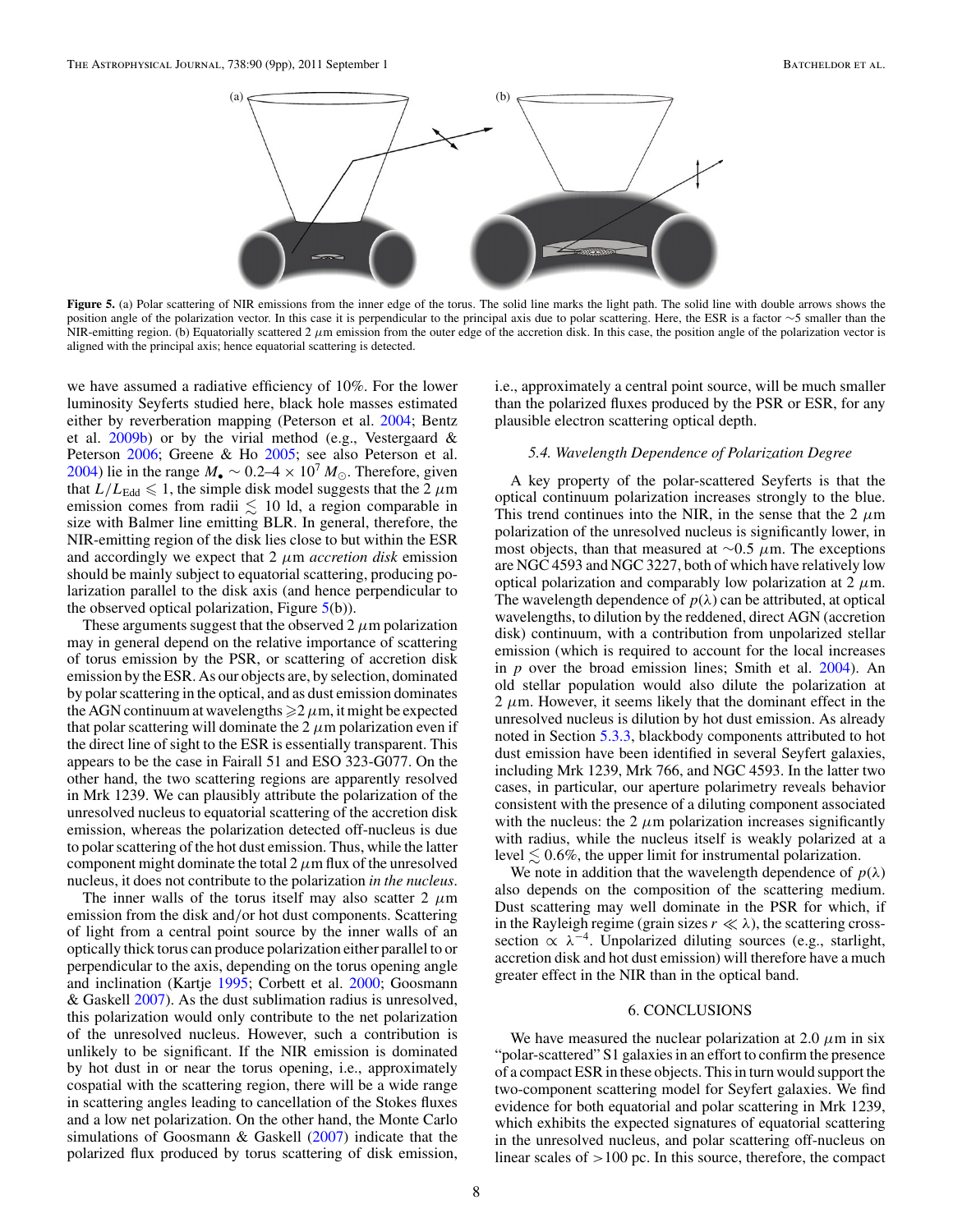(a) (b)

**Figure 5.** (a) Polar scattering of NIR emissions from the inner edge of the torus. The solid line marks the light path. The solid line with double arrows shows the position angle of the polarization vector. In this case it is perpendicular to the principal axis due to polar scattering. Here, the ESR is a factor ~5 smaller than the NIR-emitting region. (b) Equatorially scattered 2 $\mu$m emission from the outer edge of the accretion disk. In this case, the position angle of the polarization vector is aligned with the principal axis; hence equatorial scattering is detected.

we have assumed a radiative efficiency of 10%. For the lower luminosity Seyferts studied here, black hole masses estimated either by reverberation mapping (Peterson et al. 2004; Bentz et al. 2009b) or by the virial method (e.g., Vestergaard & Peterson 2006; Greene & Ho 2005; see also Peterson et al. 2004) lie in the range $M_\bullet \sim 0.2$–$4 \times 10^7\, M_\odot$. Therefore, given that $L/L_{\rm Edd} \leqslant 1$, the simple disk model suggests that the 2 $\mu$m emission comes from radii $\lesssim$ 10 ld, a region comparable in size with Balmer line emitting BLR. In general, therefore, the NIR-emitting region of the disk lies close to but within the ESR and accordingly we expect that 2 $\mu$m *accretion disk* emission should be mainly subject to equatorial scattering, producing polarization parallel to the disk axis (and hence perpendicular to the observed optical polarization, Figure 5(b)).

These arguments suggest that the observed 2 $\mu$m polarization may in general depend on the relative importance of scattering of torus emission by the PSR, or scattering of accretion disk emission by the ESR. As our objects are, by selection, dominated by polar scattering in the optical, and as dust emission dominates the AGN continuum at wavelengths $\geqslant$2 $\mu$m, it might be expected that polar scattering will dominate the 2 $\mu$m polarization even if the direct line of sight to the ESR is essentially transparent. This appears to be the case in Fairall 51 and ESO 323-G077. On the other hand, the two scattering regions are apparently resolved in Mrk 1239. We can plausibly attribute the polarization of the unresolved nucleus to equatorial scattering of the accretion disk emission, whereas the polarization detected off-nucleus is due to polar scattering of the hot dust emission. Thus, while the latter component might dominate the total 2 $\mu$m flux of the unresolved nucleus, it does not contribute to the polarization *in the nucleus*.

The inner walls of the torus itself may also scatter 2 $\mu$m emission from the disk and/or hot dust components. Scattering of light from a central point source by the inner walls of an optically thick torus can produce polarization either parallel to or perpendicular to the axis, depending on the torus opening angle and inclination (Kartje 1995; Corbett et al. 2000; Goosmann & Gaskell 2007). As the dust sublimation radius is unresolved, this polarization would only contribute to the net polarization of the unresolved nucleus. However, such a contribution is unlikely to be significant. If the NIR emission is dominated by hot dust in or near the torus opening, i.e., approximately cospatial with the scattering region, there will be a wide range in scattering angles leading to cancellation of the Stokes fluxes and a low net polarization. On the other hand, the Monte Carlo simulations of Goosmann & Gaskell (2007) indicate that the polarized flux produced by torus scattering of disk emission, i.e., approximately a central point source, will be much smaller than the polarized fluxes produced by the PSR or ESR, for any plausible electron scattering optical depth.

### 5.4. Wavelength Dependence of Polarization Degree

A key property of the polar-scattered Seyferts is that the optical continuum polarization increases strongly to the blue. This trend continues into the NIR, in the sense that the 2 $\mu$m polarization of the unresolved nucleus is significantly lower, in most objects, than that measured at ~0.5 $\mu$m. The exceptions are NGC 4593 and NGC 3227, both of which have relatively low optical polarization and comparably low polarization at 2 $\mu$m. The wavelength dependence of $p(\lambda)$ can be attributed, at optical wavelengths, to dilution by the reddened, direct AGN (accretion disk) continuum, with a contribution from unpolarized stellar emission (which is required to account for the local increases in $p$ over the broad emission lines; Smith et al. 2004). An old stellar population would also dilute the polarization at 2 $\mu$m. However, it seems likely that the dominant effect in the unresolved nucleus is dilution by hot dust emission. As already noted in Section 5.3.3, blackbody components attributed to hot dust emission have been identified in several Seyfert galaxies, including Mrk 1239, Mrk 766, and NGC 4593. In the latter two cases, in particular, our aperture polarimetry reveals behavior consistent with the presence of a diluting component associated with the nucleus: the 2 $\mu$m polarization increases significantly with radius, while the nucleus itself is weakly polarized at a level $\lesssim$ 0.6%, the upper limit for instrumental polarization.

We note in addition that the wavelength dependence of $p(\lambda)$ also depends on the composition of the scattering medium. Dust scattering may well dominate in the PSR for which, if in the Rayleigh regime (grain sizes $r \ll \lambda$), the scattering cross-section $\propto \lambda^{-4}$. Unpolarized diluting sources (e.g., starlight, accretion disk and hot dust emission) will therefore have a much greater effect in the NIR than in the optical band.

## 6. CONCLUSIONS

We have measured the nuclear polarization at 2.0 $\mu$m in six "polar-scattered" S1 galaxies in an effort to confirm the presence of a compact ESR in these objects. This in turn would support the two-component scattering model for Seyfert galaxies. We find evidence for both equatorial and polar scattering in Mrk 1239, which exhibits the expected signatures of equatorial scattering in the unresolved nucleus, and polar scattering off-nucleus on linear scales of >100 pc. In this source, therefore, the compact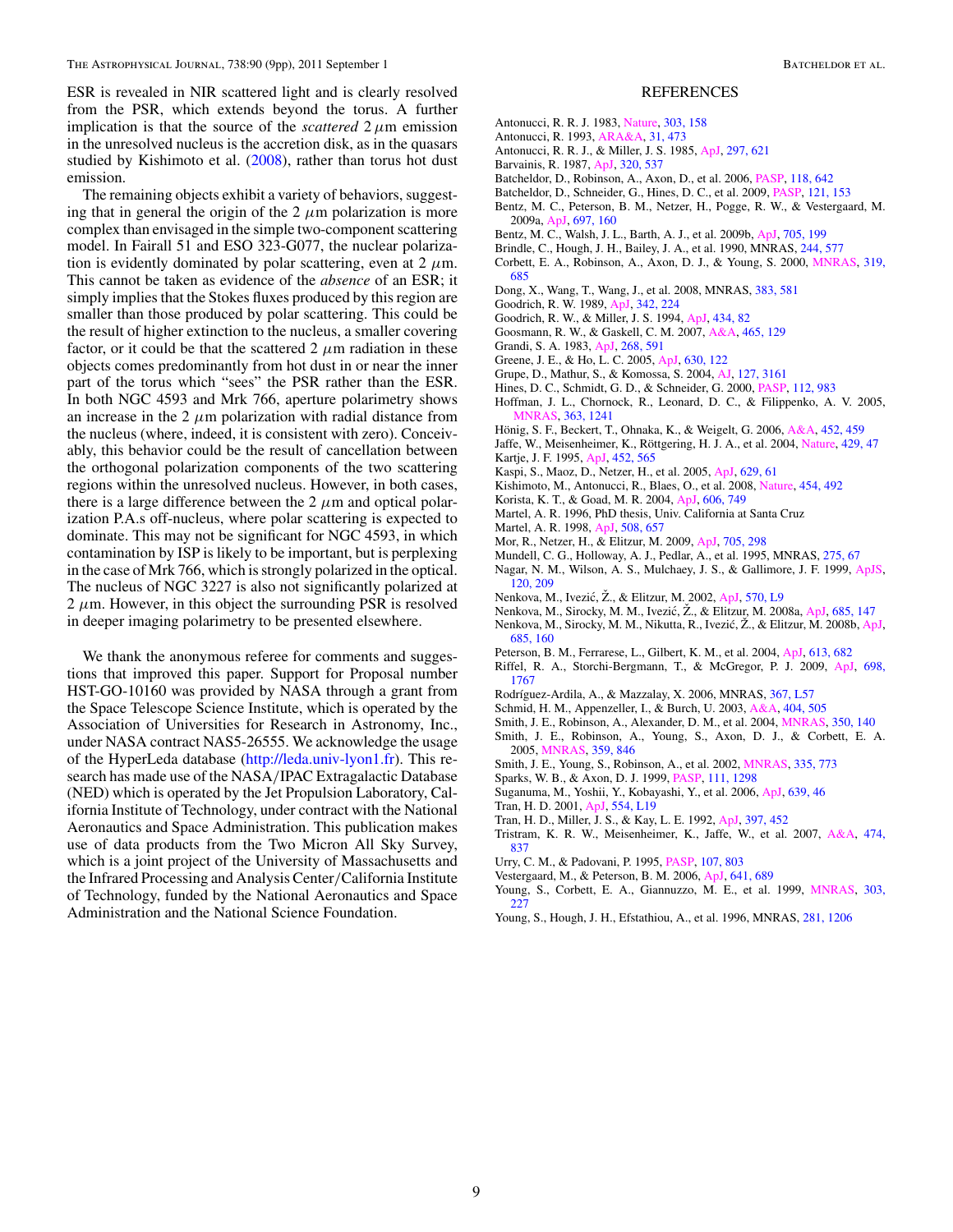ESR is revealed in NIR scattered light and is clearly resolved from the PSR, which extends beyond the torus. A further implication is that the source of the *scattered* 2 $\mu$m emission in the unresolved nucleus is the accretion disk, as in the quasars studied by Kishimoto et al. (2008), rather than torus hot dust emission.

The remaining objects exhibit a variety of behaviors, suggesting that in general the origin of the 2 $\mu$m polarization is more complex than envisaged in the simple two-component scattering model. In Fairall 51 and ESO 323-G077, the nuclear polarization is evidently dominated by polar scattering, even at 2 $\mu$m. This cannot be taken as evidence of the *absence* of an ESR; it simply implies that the Stokes fluxes produced by this region are smaller than those produced by polar scattering. This could be the result of higher extinction to the nucleus, a smaller covering factor, or it could be that the 2 $\mu$m radiation in these objects comes predominantly from hot dust in or near the inner part of the torus which "sees" the PSR rather than the ESR. In both NGC 4593 and Mrk 766, aperture polarimetry shows an increase in the 2 $\mu$m polarization with radial distance from the nucleus (where, indeed, it is consistent with zero). Conceivably, this behavior could be the result of cancellation between the orthogonal polarization components of the two scattering regions within the unresolved nucleus. However, in both cases, there is a large difference between the 2 $\mu$m and optical polarization P.A.s off-nucleus, where polar scattering is expected to dominate. This may not be significant for NGC 4593, in which contamination by ISP is likely to be important, but is perplexing in the case of Mrk 766, which is strongly polarized in the optical. The nucleus of NGC 3227 is also not significantly polarized at 2 $\mu$m. However, in this object the surrounding PSR is resolved in deeper imaging polarimetry to be presented elsewhere.

We thank the anonymous referee for comments and suggestions that improved this paper. Support for Proposal number HST-GO-10160 was provided by NASA through a grant from the Space Telescope Science Institute, which is operated by the Association of Universities for Research in Astronomy, Inc., under NASA contract NAS5-26555. We acknowledge the usage of the HyperLeda database (http://leda.univ-lyon1.fr). This research has made use of the NASA/IPAC Extragalactic Database (NED) which is operated by the Jet Propulsion Laboratory, California Institute of Technology, under contract with the National Aeronautics and Space Administration. This publication makes use of data products from the Two Micron All Sky Survey, which is a joint project of the University of Massachusetts and the Infrared Processing and Analysis Center/California Institute of Technology, funded by the National Aeronautics and Space Administration and the National Science Foundation.

## REFERENCES

Antonucci, R. R. J. 1983, Nature, 303, 158
Antonucci, R. 1993, ARA&A, 31, 473
Antonucci, R. R. J., & Miller, J. S. 1985, ApJ, 297, 621
Barvainis, R. 1987, ApJ, 320, 537
Batcheldor, D., Robinson, A., Axon, D., et al. 2006, PASP, 118, 642
Batcheldor, D., Schneider, G., Hines, D. C., et al. 2009, PASP, 121, 153
Bentz, M. C., Peterson, B. M., Netzer, H., Pogge, R. W., & Vestergaard, M. 2009a, ApJ, 697, 160
Bentz, M. C., Walsh, J. L., Barth, A. J., et al. 2009b, ApJ, 705, 199
Brindle, C., Hough, J. H., Bailey, J. A., et al. 1990, MNRAS, 244, 577
Corbett, E. A., Robinson, A., Axon, D. J., & Young, S. 2000, MNRAS, 319, 685
Dong, X., Wang, T., Wang, J., et al. 2008, MNRAS, 383, 581
Goodrich, R. W. 1989, ApJ, 342, 224
Goodrich, R. W., & Miller, J. S. 1994, ApJ, 434, 82
Goosmann, R. W., & Gaskell, C. M. 2007, A&A, 465, 129
Grandi, S. A. 1983, ApJ, 268, 591
Greene, J. E., & Ho, L. C. 2005, ApJ, 630, 122
Grupe, D., Mathur, S., & Komossa, S. 2004, AJ, 127, 3161
Hines, D. C., Schmidt, G. D., & Schneider, G. 2000, PASP, 112, 983
Hoffman, J. L., Chornock, R., Leonard, D. C., & Filippenko, A. V. 2005, MNRAS, 363, 1241
Hönig, S. F., Beckert, T., Ohnaka, K., & Weigelt, G. 2006, A&A, 452, 459
Jaffe, W., Meisenheimer, K., Röttgering, H. J. A., et al. 2004, Nature, 429, 47
Kartje, J. F. 1995, ApJ, 452, 565
Kaspi, S., Maoz, D., Netzer, H., et al. 2005, ApJ, 629, 61
Kishimoto, M., Antonucci, R., Blaes, O., et al. 2008, Nature, 454, 492
Korista, K. T., & Goad, M. R. 2004, ApJ, 606, 749
Martel, A. R. 1996, PhD thesis, Univ. California at Santa Cruz
Martel, A. R. 1998, ApJ, 508, 657
Mor, R., Netzer, H., & Elitzur, M. 2009, ApJ, 705, 298
Mundell, C. G., Holloway, A. J., Pedlar, A., et al. 1995, MNRAS, 275, 67
Nagar, N. M., Wilson, A. S., Mulchaey, J. S., & Gallimore, J. F. 1999, ApJS, 120, 209
Nenkova, M., Ivezić, Ž., & Elitzur, M. 2002, ApJ, 570, L9
Nenkova, M., Sirocky, M. M., Ivezić, Ž., & Elitzur, M. 2008a, ApJ, 685, 147
Nenkova, M., Sirocky, M. M., Nikutta, R., Ivezić, Ž., & Elitzur, M. 2008b, ApJ, 685, 160
Peterson, B. M., Ferrarese, L., Gilbert, K. M., et al. 2004, ApJ, 613, 682
Riffel, R. A., Storchi-Bergmann, T., & McGregor, P. J. 2009, ApJ, 698, 1767
Rodríguez-Ardila, A., & Mazzalay, X. 2006, MNRAS, 367, L57
Schmid, H. M., Appenzeller, I., & Burch, U. 2003, A&A, 404, 505
Smith, J. E., Robinson, A., Alexander, D. M., et al. 2004, MNRAS, 350, 140
Smith, J. E., Robinson, A., Young, S., Axon, D. J., & Corbett, E. A. 2005, MNRAS, 359, 846
Smith, J. E., Young, S., Robinson, A., et al. 2002, MNRAS, 335, 773
Sparks, W. B., & Axon, D. J. 1999, PASP, 111, 1298
Suganuma, M., Yoshii, Y., Kobayashi, Y., et al. 2006, ApJ, 639, 46
Tran, H. D. 2001, ApJ, 554, L19
Tran, H. D., Miller, J. S., & Kay, L. E. 1992, ApJ, 397, 452
Tristram, K. R. W., Meisenheimer, K., Jaffe, W., et al. 2007, A&A, 474, 837
Urry, C. M., & Padovani, P. 1995, PASP, 107, 803
Vestergaard, M., & Peterson, B. M. 2006, ApJ, 641, 689
Young, S., Corbett, E. A., Giannuzzo, M. E., et al. 1999, MNRAS, 303, 227
Young, S., Hough, J. H., Efstathiou, A., et al. 1996, MNRAS, 281, 1206